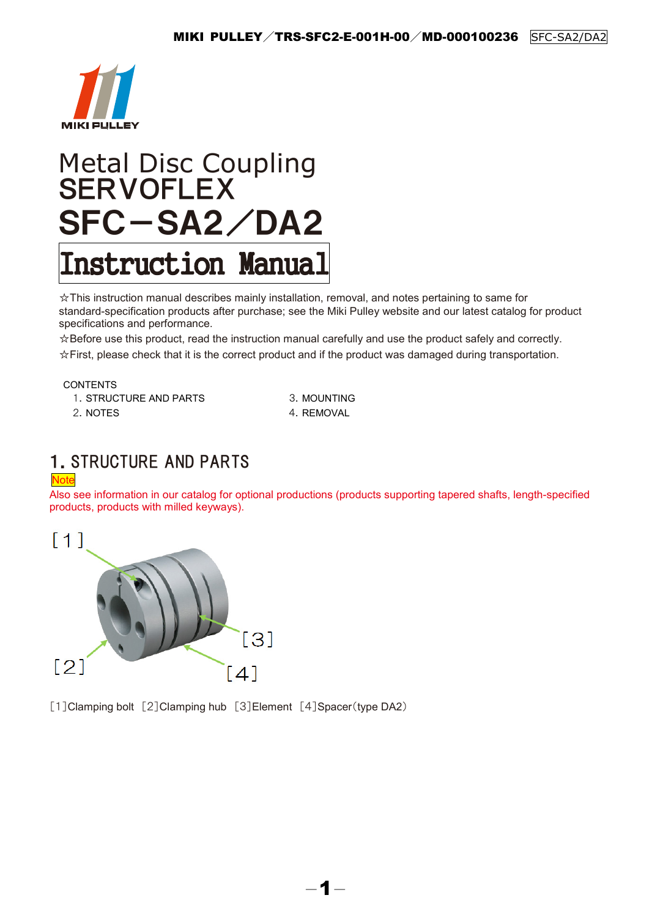# Metal Disc Coupling
# SERVOFLEX
# SFC－SA2／DA2

## Instruction Manual

☆This instruction manual describes mainly installation, removal, and notes pertaining to same for standard-specification products after purchase; see the Miki Pulley website and our latest catalog for product specifications and performance.

☆Before use this product, read the instruction manual carefully and use the product safely and correctly.

☆First, please check that it is the correct product and if the product was damaged during transportation.

CONTENTS

1. STRUCTURE AND PARTS
2. NOTES
3. MOUNTING
4. REMOVAL

## 1. STRUCTURE AND PARTS

Note

Also see information in our catalog for optional productions (products supporting tapered shafts, length-specified products, products with milled keyways).

[1]Clamping bolt [2]Clamping hub [3]Element [4]Spacer(type DA2)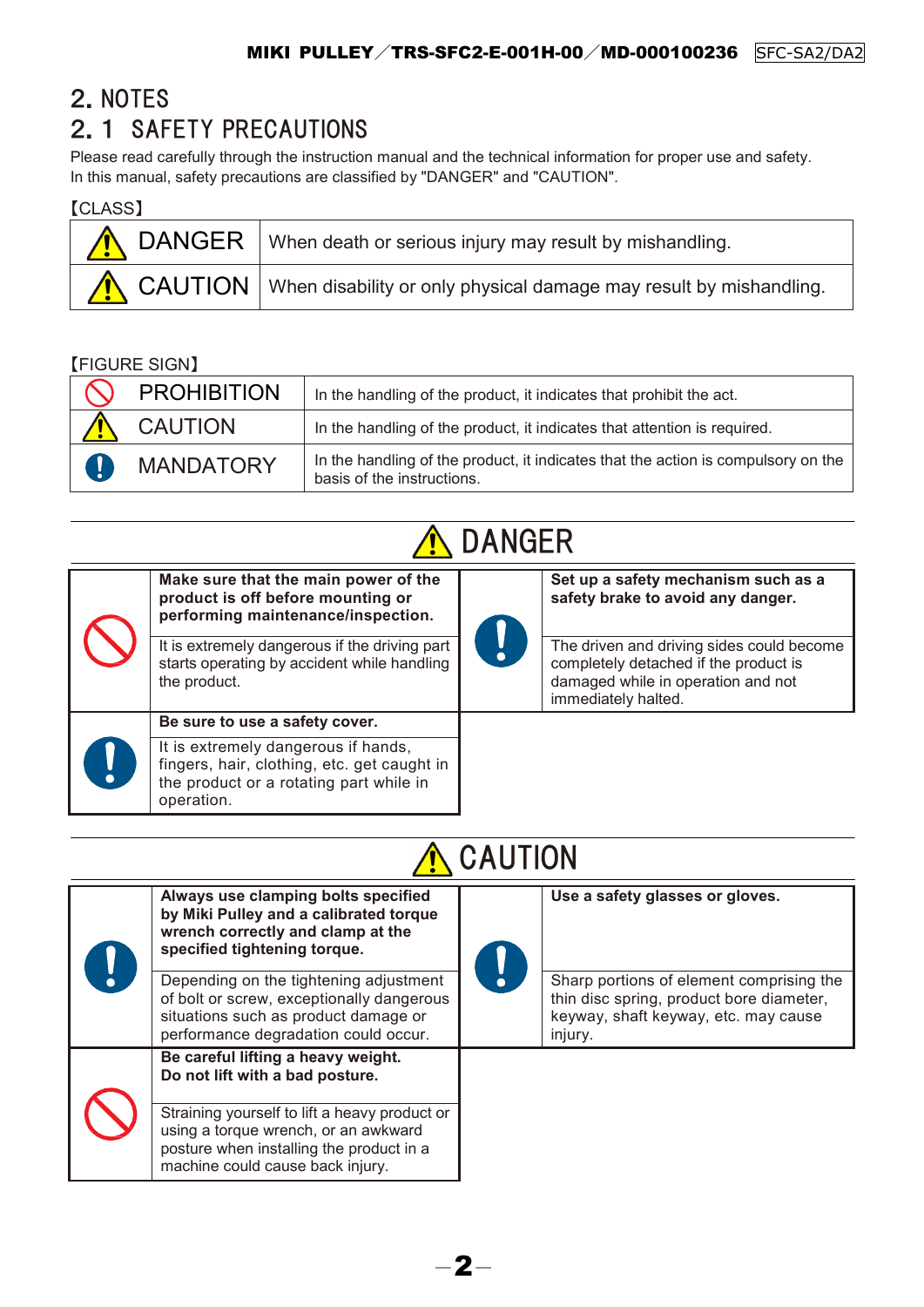## 2. NOTES

### 2. 1 SAFETY PRECAUTIONS

Please read carefully through the instruction manual and the technical information for proper use and safety.
In this manual, safety precautions are classified by "DANGER" and "CAUTION".

【CLASS】

| Class | Description |
|---|---|
| DANGER | When death or serious injury may result by mishandling. |
| CAUTION | When disability or only physical damage may result by mishandling. |

【FIGURE SIGN】

| Sign | Description |
|---|---|
| PROHIBITION | In the handling of the product, it indicates that prohibit the act. |
| CAUTION | In the handling of the product, it indicates that attention is required. |
| MANDATORY | In the handling of the product, it indicates that the action is compulsory on the basis of the instructions. |

### DANGER

| Sign | Precaution |
|---|---|
| PROHIBITION | **Make sure that the main power of the product is off before mounting or performing maintenance/inspection.** It is extremely dangerous if the driving part starts operating by accident while handling the product. |
| MANDATORY | **Set up a safety mechanism such as a safety brake to avoid any danger.** The driven and driving sides could become completely detached if the product is damaged while in operation and not immediately halted. |
| MANDATORY | **Be sure to use a safety cover.** It is extremely dangerous if hands, fingers, hair, clothing, etc. get caught in the product or a rotating part while in operation. |

### CAUTION

| Sign | Precaution |
|---|---|
| MANDATORY | **Always use clamping bolts specified by Miki Pulley and a calibrated torque wrench correctly and clamp at the specified tightening torque.** Depending on the tightening adjustment of bolt or screw, exceptionally dangerous situations such as product damage or performance degradation could occur. |
| MANDATORY | **Use a safety glasses or gloves.** Sharp portions of element comprising the thin disc spring, product bore diameter, keyway, shaft keyway, etc. may cause injury. |
| PROHIBITION | **Be careful lifting a heavy weight. Do not lift with a bad posture.** Straining yourself to lift a heavy product or using a torque wrench, or an awkward posture when installing the product in a machine could cause back injury. |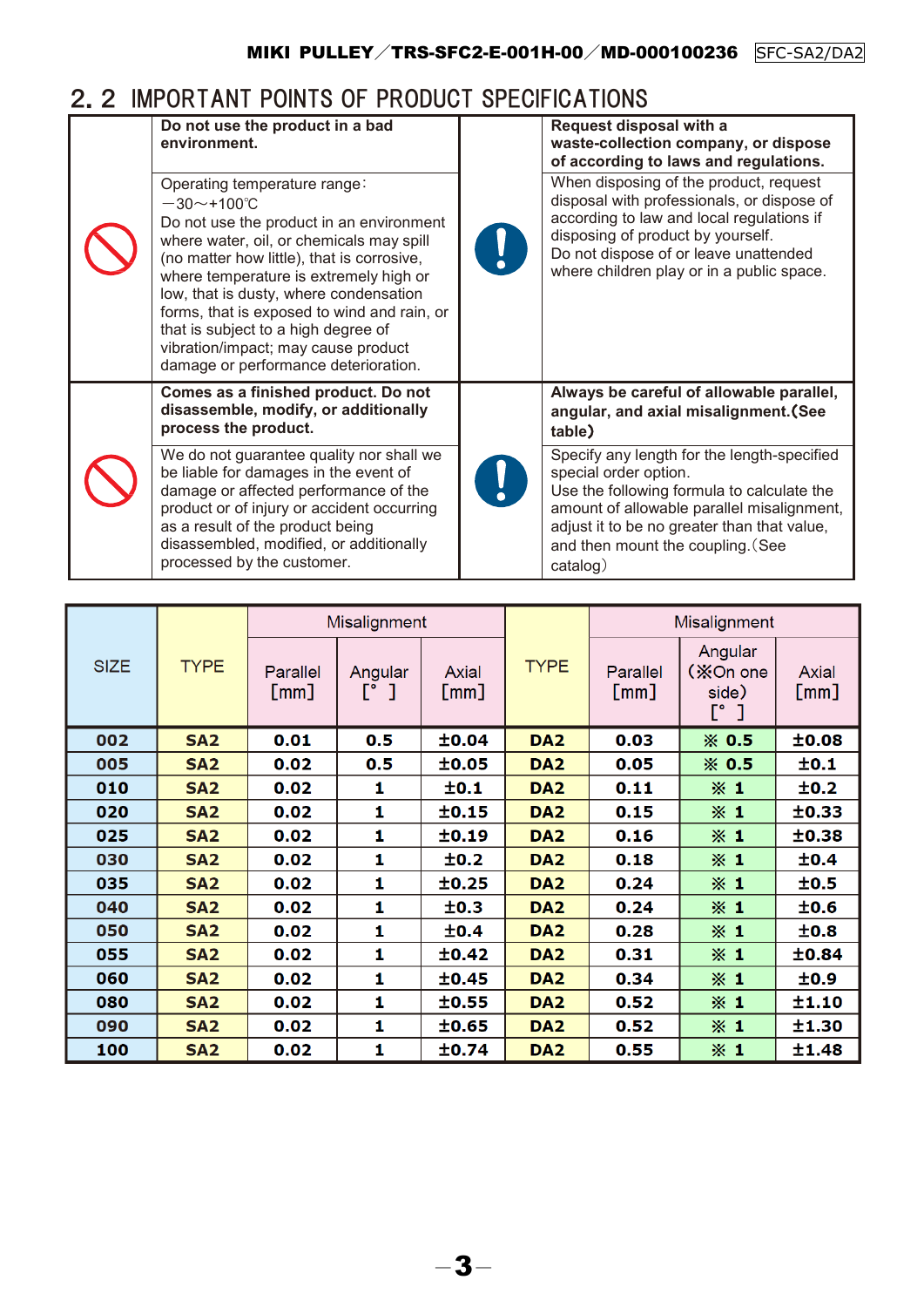## 2. 2 IMPORTANT POINTS OF PRODUCT SPECIFICATIONS

| | | | |
|---|---|---|---|
| | **Do not use the product in a bad environment.** | | **Request disposal with a waste-collection company, or dispose of according to laws and regulations.** |
| | Operating temperature range: −30～+100℃ Do not use the product in an environment where water, oil, or chemicals may spill (no matter how little), that is corrosive, where temperature is extremely high or low, that is dusty, where condensation forms, that is exposed to wind and rain, or that is subject to a high degree of vibration/impact; may cause product damage or performance deterioration. | | When disposing of the product, request disposal with professionals, or dispose of according to law and local regulations if disposing of product by yourself. Do not dispose of or leave unattended where children play or in a public space. |
| | **Comes as a finished product. Do not disassemble, modify, or additionally process the product.** | | **Always be careful of allowable parallel, angular, and axial misalignment.(See table)** |
| | We do not guarantee quality nor shall we be liable for damages in the event of damage or affected performance of the product or of injury or accident occurring as a result of the product being disassembled, modified, or additionally processed by the customer. | | Specify any length for the length-specified special order option. Use the following formula to calculate the amount of allowable parallel misalignment, adjust it to be no greater than that value, and then mount the coupling.(See catalog) |

| SIZE | TYPE | Misalignment | | | TYPE | Misalignment | | |
|---|---|---|---|---|---|---|---|---|
| | | Parallel [mm] | Angular [° ] | Axial [mm] | | Parallel [mm] | Angular (※On one side) [° ] | Axial [mm] |
| 002 | SA2 | 0.01 | 0.5 | ±0.04 | DA2 | 0.03 | ※ 0.5 | ±0.08 |
| 005 | SA2 | 0.02 | 0.5 | ±0.05 | DA2 | 0.05 | ※ 0.5 | ±0.1 |
| 010 | SA2 | 0.02 | 1 | ±0.1 | DA2 | 0.11 | ※ 1 | ±0.2 |
| 020 | SA2 | 0.02 | 1 | ±0.15 | DA2 | 0.15 | ※ 1 | ±0.33 |
| 025 | SA2 | 0.02 | 1 | ±0.19 | DA2 | 0.16 | ※ 1 | ±0.38 |
| 030 | SA2 | 0.02 | 1 | ±0.2 | DA2 | 0.18 | ※ 1 | ±0.4 |
| 035 | SA2 | 0.02 | 1 | ±0.25 | DA2 | 0.24 | ※ 1 | ±0.5 |
| 040 | SA2 | 0.02 | 1 | ±0.3 | DA2 | 0.24 | ※ 1 | ±0.6 |
| 050 | SA2 | 0.02 | 1 | ±0.4 | DA2 | 0.28 | ※ 1 | ±0.8 |
| 055 | SA2 | 0.02 | 1 | ±0.42 | DA2 | 0.31 | ※ 1 | ±0.84 |
| 060 | SA2 | 0.02 | 1 | ±0.45 | DA2 | 0.34 | ※ 1 | ±0.9 |
| 080 | SA2 | 0.02 | 1 | ±0.55 | DA2 | 0.52 | ※ 1 | ±1.10 |
| 090 | SA2 | 0.02 | 1 | ±0.65 | DA2 | 0.52 | ※ 1 | ±1.30 |
| 100 | SA2 | 0.02 | 1 | ±0.74 | DA2 | 0.55 | ※ 1 | ±1.48 |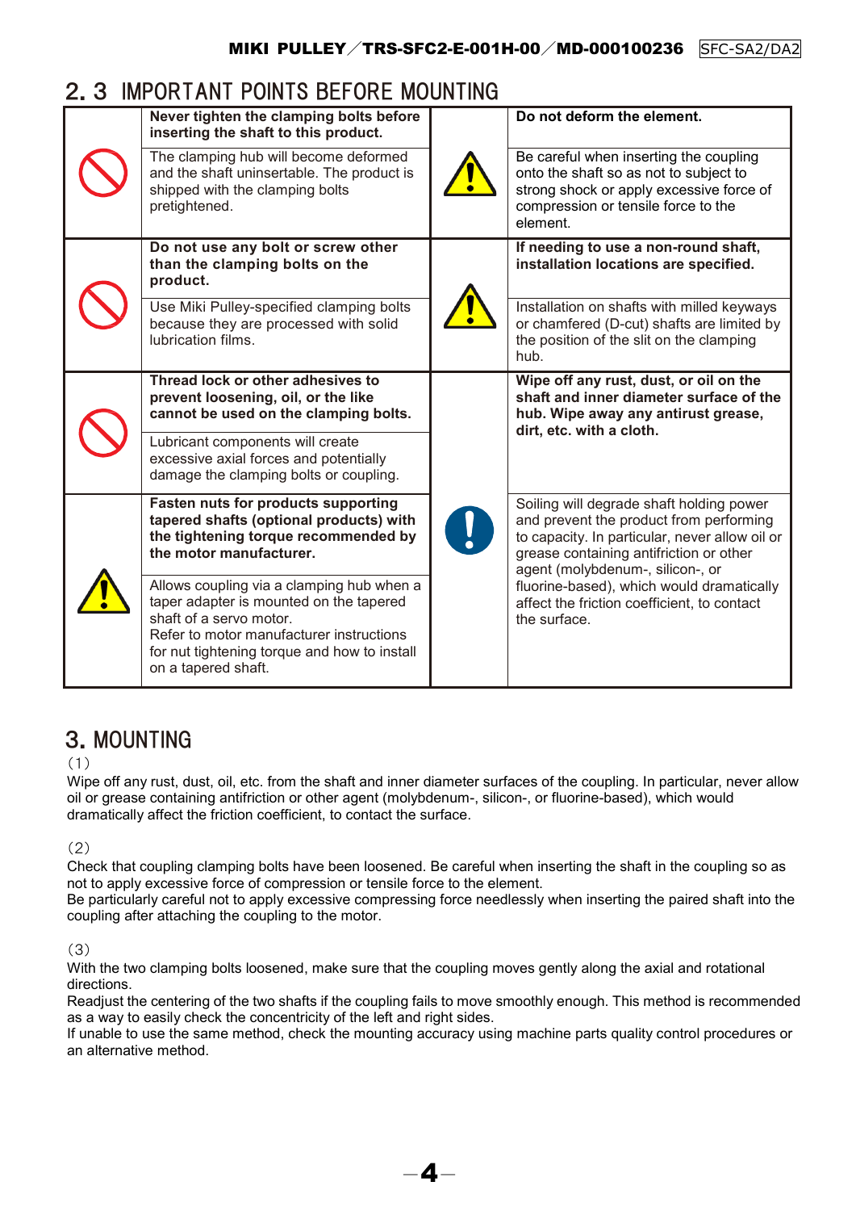## 2. 3 IMPORTANT POINTS BEFORE MOUNTING

| | | | |
|---|---|---|---|
| 🚫 | **Never tighten the clamping bolts before inserting the shaft to this product.**<br>The clamping hub will become deformed and the shaft uninsertable. The product is shipped with the clamping bolts pretightened. | ⚠ | **Do not deform the element.**<br>Be careful when inserting the coupling onto the shaft so as not to subject to strong shock or apply excessive force of compression or tensile force to the element. |
| 🚫 | **Do not use any bolt or screw other than the clamping bolts on the product.**<br>Use Miki Pulley-specified clamping bolts because they are processed with solid lubrication films. | ⚠ | **If needing to use a non-round shaft, installation locations are specified.**<br>Installation on shafts with milled keyways or chamfered (D-cut) shafts are limited by the position of the slit on the clamping hub. |
| 🚫 | **Thread lock or other adhesives to prevent loosening, oil, or the like cannot be used on the clamping bolts.**<br>Lubricant components will create excessive axial forces and potentially damage the clamping bolts or coupling. | ❗ | **Wipe off any rust, dust, or oil on the shaft and inner diameter surface of the hub. Wipe away any antirust grease, dirt, etc. with a cloth.**<br>Soiling will degrade shaft holding power and prevent the product from performing to capacity. In particular, never allow oil or grease containing antifriction or other agent (molybdenum-, silicon-, or fluorine-based), which would dramatically affect the friction coefficient, to contact the surface. |
| ⚠ | **Fasten nuts for products supporting tapered shafts (optional products) with the tightening torque recommended by the motor manufacturer.**<br>Allows coupling via a clamping hub when a taper adapter is mounted on the tapered shaft of a servo motor.<br>Refer to motor manufacturer instructions for nut tightening torque and how to install on a tapered shaft. | | |

## 3. MOUNTING

(1)

Wipe off any rust, dust, oil, etc. from the shaft and inner diameter surfaces of the coupling. In particular, never allow oil or grease containing antifriction or other agent (molybdenum-, silicon-, or fluorine-based), which would dramatically affect the friction coefficient, to contact the surface.

(2)

Check that coupling clamping bolts have been loosened. Be careful when inserting the shaft in the coupling so as not to apply excessive force of compression or tensile force to the element.
Be particularly careful not to apply excessive compressing force needlessly when inserting the paired shaft into the coupling after attaching the coupling to the motor.

(3)

With the two clamping bolts loosened, make sure that the coupling moves gently along the axial and rotational directions.
Readjust the centering of the two shafts if the coupling fails to move smoothly enough. This method is recommended as a way to easily check the concentricity of the left and right sides.
If unable to use the same method, check the mounting accuracy using machine parts quality control procedures or an alternative method.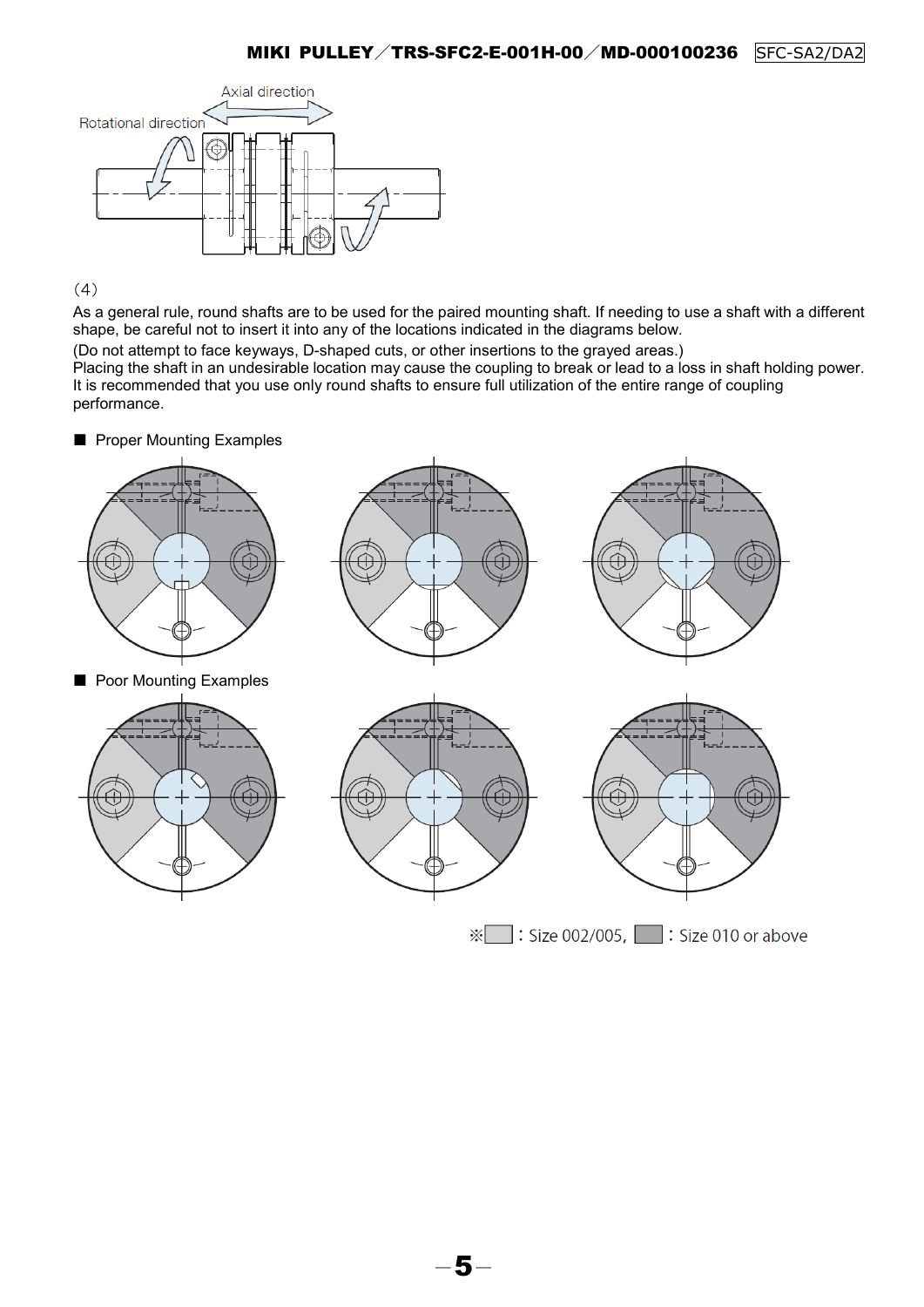Axial direction

Rotational direction

(4)

As a general rule, round shafts are to be used for the paired mounting shaft. If needing to use a shaft with a different shape, be careful not to insert it into any of the locations indicated in the diagrams below.

(Do not attempt to face keyways, D-shaped cuts, or other insertions to the grayed areas.)

Placing the shaft in an undesirable location may cause the coupling to break or lead to a loss in shaft holding power. It is recommended that you use only round shafts to ensure full utilization of the entire range of coupling performance.

■ Proper Mounting Examples

■ Poor Mounting Examples

※ (light gray) : Size 002/005, (dark gray) : Size 010 or above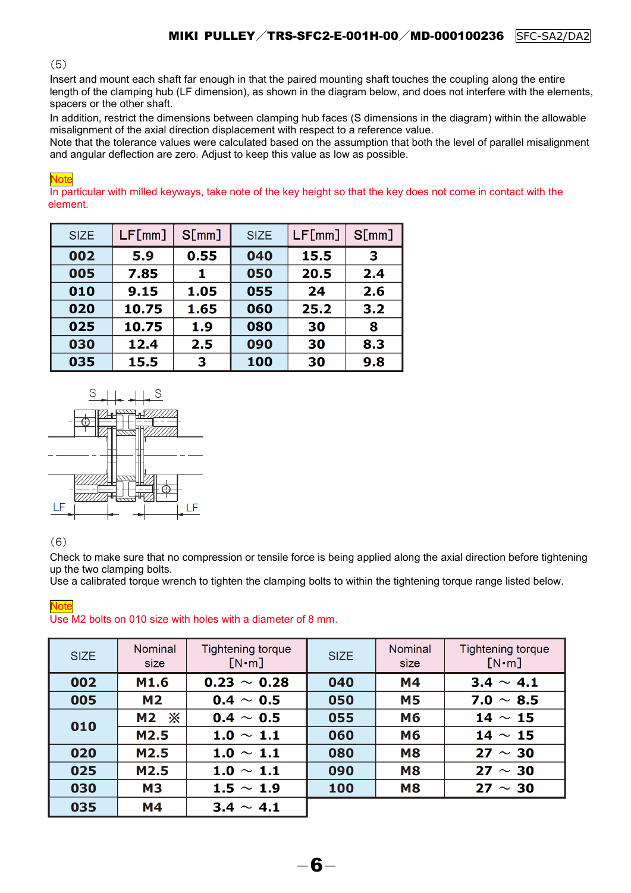(5)

Insert and mount each shaft far enough in that the paired mounting shaft touches the coupling along the entire length of the clamping hub (LF dimension), as shown in the diagram below, and does not interfere with the elements, spacers or the other shaft.

In addition, restrict the dimensions between clamping hub faces (S dimensions in the diagram) within the allowable misalignment of the axial direction displacement with respect to a reference value.

Note that the tolerance values were calculated based on the assumption that both the level of parallel misalignment and angular deflection are zero. Adjust to keep this value as low as possible.

Note

In particular with milled keyways, take note of the key height so that the key does not come in contact with the element.

| SIZE | LF[mm] | S[mm] | SIZE | LF[mm] | S[mm] |
|---|---|---|---|---|---|
| 002 | 5.9 | 0.55 | 040 | 15.5 | 3 |
| 005 | 7.85 | 1 | 050 | 20.5 | 2.4 |
| 010 | 9.15 | 1.05 | 055 | 24 | 2.6 |
| 020 | 10.75 | 1.65 | 060 | 25.2 | 3.2 |
| 025 | 10.75 | 1.9 | 080 | 30 | 8 |
| 030 | 12.4 | 2.5 | 090 | 30 | 8.3 |
| 035 | 15.5 | 3 | 100 | 30 | 9.8 |

(6)

Check to make sure that no compression or tensile force is being applied along the axial direction before tightening up the two clamping bolts.

Use a calibrated torque wrench to tighten the clamping bolts to within the tightening torque range listed below.

Note

Use M2 bolts on 010 size with holes with a diameter of 8 mm.

| SIZE | Nominal size | Tightening torque [N･m] | SIZE | Nominal size | Tightening torque [N･m] |
|---|---|---|---|---|---|
| 002 | M1.6 | 0.23 ～ 0.28 | 040 | M4 | 3.4 ～ 4.1 |
| 005 | M2 | 0.4 ～ 0.5 | 050 | M5 | 7.0 ～ 8.5 |
| 010 | M2 ※ | 0.4 ～ 0.5 | 055 | M6 | 14 ～ 15 |
| | M2.5 | 1.0 ～ 1.1 | 060 | M6 | 14 ～ 15 |
| 020 | M2.5 | 1.0 ～ 1.1 | 080 | M8 | 27 ～ 30 |
| 025 | M2.5 | 1.0 ～ 1.1 | 090 | M8 | 27 ～ 30 |
| 030 | M3 | 1.5 ～ 1.9 | 100 | M8 | 27 ～ 30 |
| 035 | M4 | 3.4 ～ 4.1 | | | |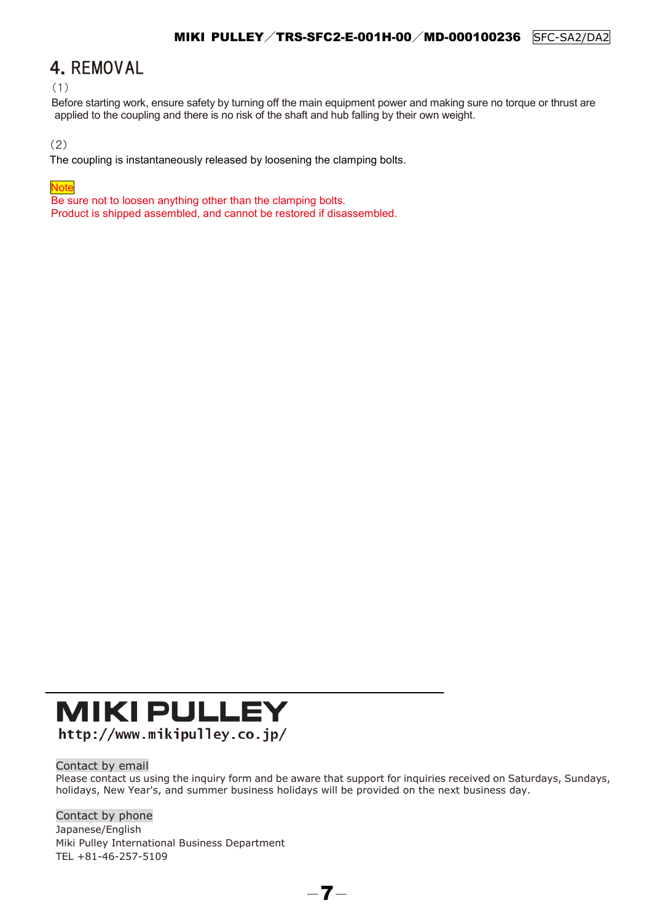## 4. REMOVAL

(1)

Before starting work, ensure safety by turning off the main equipment power and making sure no torque or thrust are applied to the coupling and there is no risk of the shaft and hub falling by their own weight.

(2)

The coupling is instantaneously released by loosening the clamping bolts.

**Note**

Be sure not to loosen anything other than the clamping bolts.
Product is shipped assembled, and cannot be restored if disassembled.

**MIKI PULLEY**

http://www.mikipulley.co.jp/

Contact by email

Please contact us using the inquiry form and be aware that support for inquiries received on Saturdays, Sundays, holidays, New Year's, and summer business holidays will be provided on the next business day.

Contact by phone

Japanese/English
Miki Pulley International Business Department
TEL +81-46-257-5109